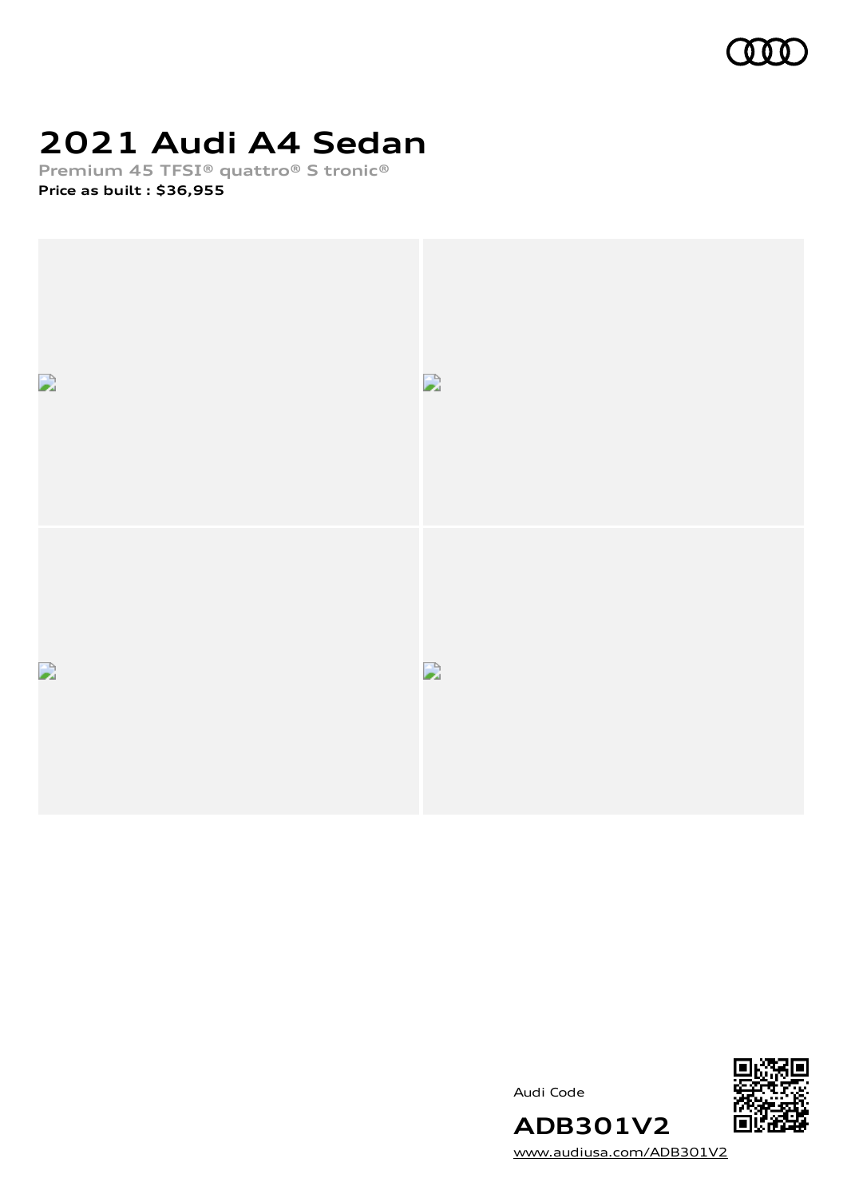# 2021 Audi A4 Sedan

Premium 45 TFSI® quattro® S tronic®

**Price as built : $36,955**

Audi Code

**ADB301V2**

www.audiusa.com/ADB301V2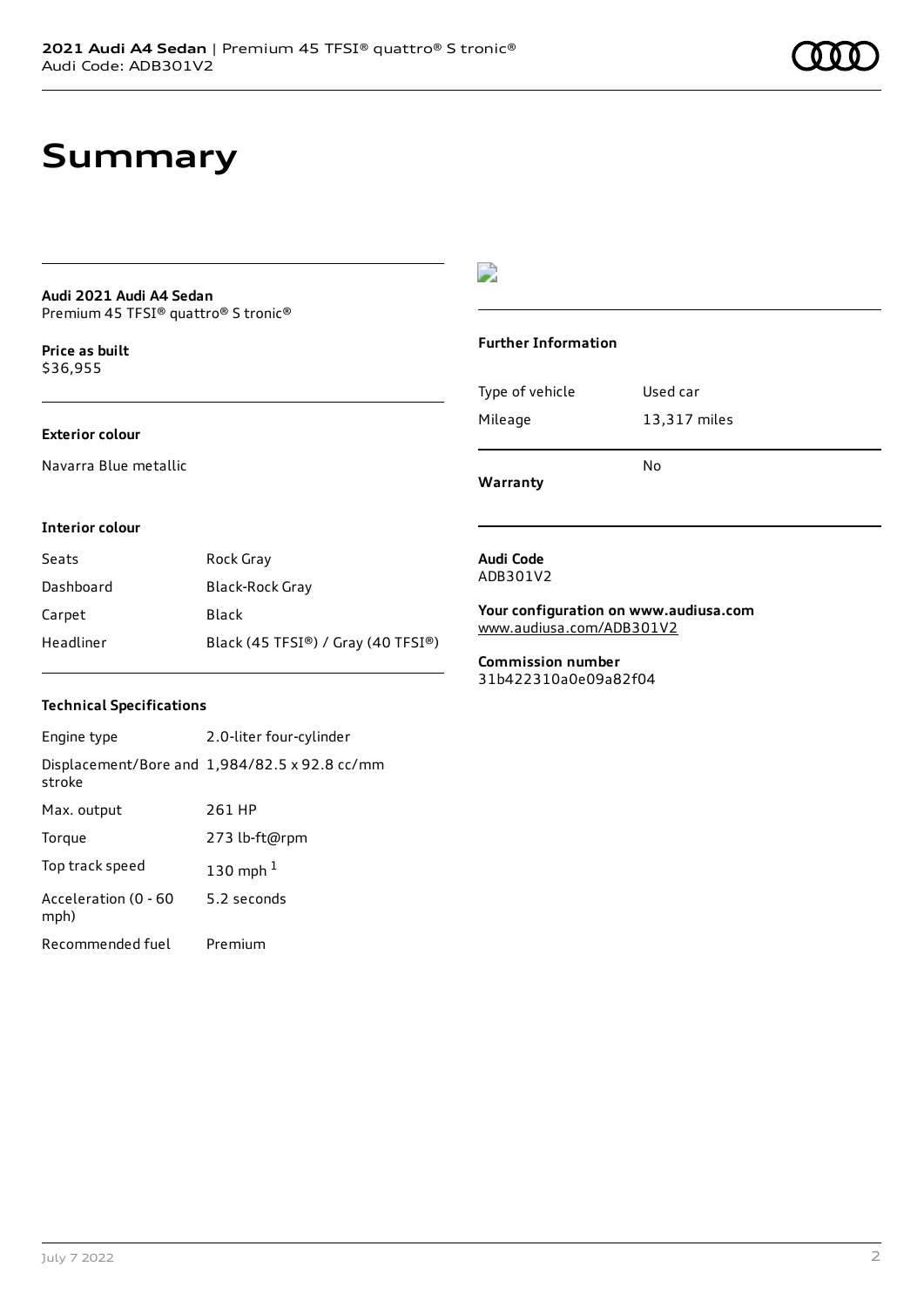# Summary

**Audi 2021 Audi A4 Sedan**
Premium 45 TFSI® quattro® S tronic®

**Price as built**
$36,955

**Exterior colour**

Navarra Blue metallic

**Interior colour**

| Seats | Rock Gray |
|---|---|
| Dashboard | Black-Rock Gray |
| Carpet | Black |
| Headliner | Black (45 TFSI®) / Gray (40 TFSI®) |

**Technical Specifications**

| Engine type | 2.0-liter four-cylinder |
|---|---|
| Displacement/Bore and stroke | 1,984/82.5 x 92.8 cc/mm |
| Max. output | 261 HP |
| Torque | 273 lb-ft@rpm |
| Top track speed | 130 mph [1] |
| Acceleration (0 - 60 mph) | 5.2 seconds |
| Recommended fuel | Premium |

**Further Information**

| Type of vehicle | Used car |
|---|---|
| Mileage | 13,317 miles |
| **Warranty** | No |

**Audi Code**
ADB301V2

**Your configuration on www.audiusa.com**
www.audiusa.com/ADB301V2

**Commission number**
31b422310a0e09a82f04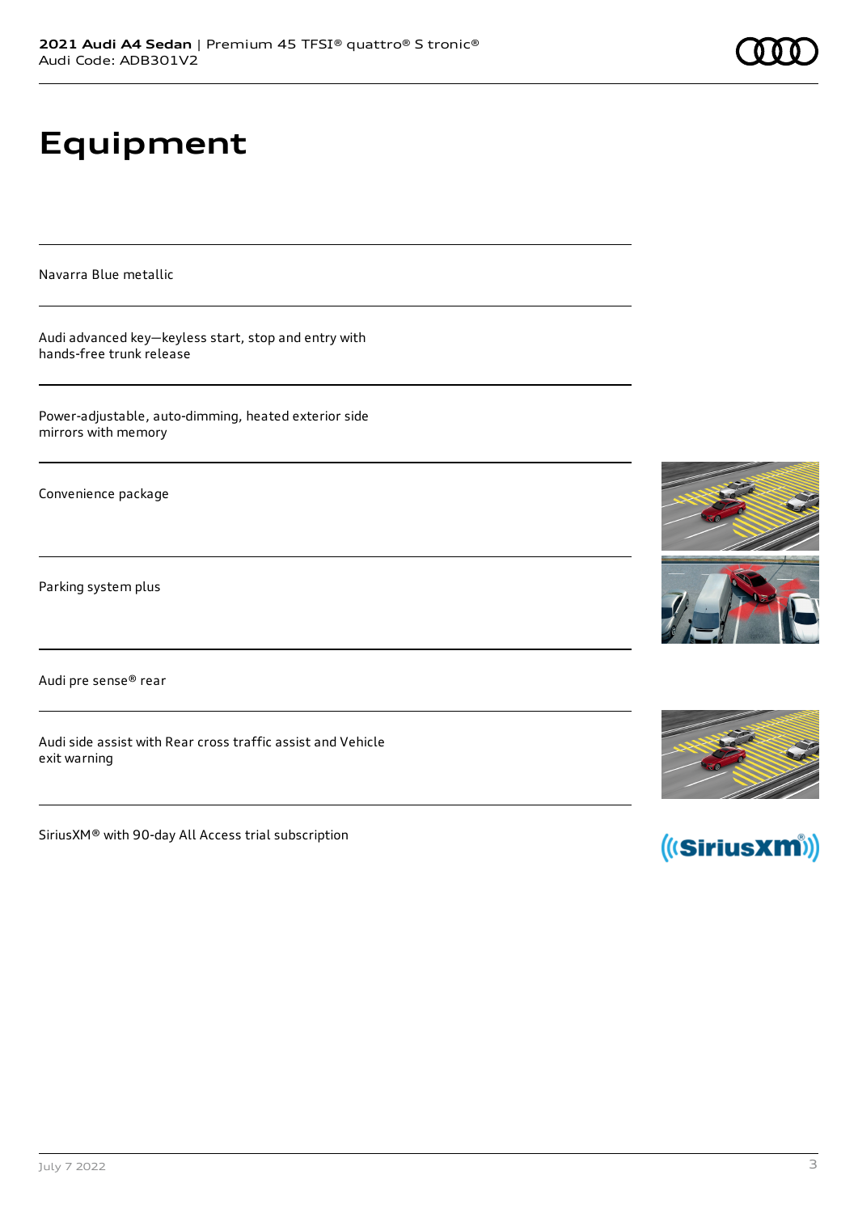# Equipment

Navarra Blue metallic

Audi advanced key—keyless start, stop and entry with hands-free trunk release

Power-adjustable, auto-dimming, heated exterior side mirrors with memory

Convenience package

Parking system plus

Audi pre sense® rear

Audi side assist with Rear cross traffic assist and Vehicle exit warning

SiriusXM® with 90-day All Access trial subscription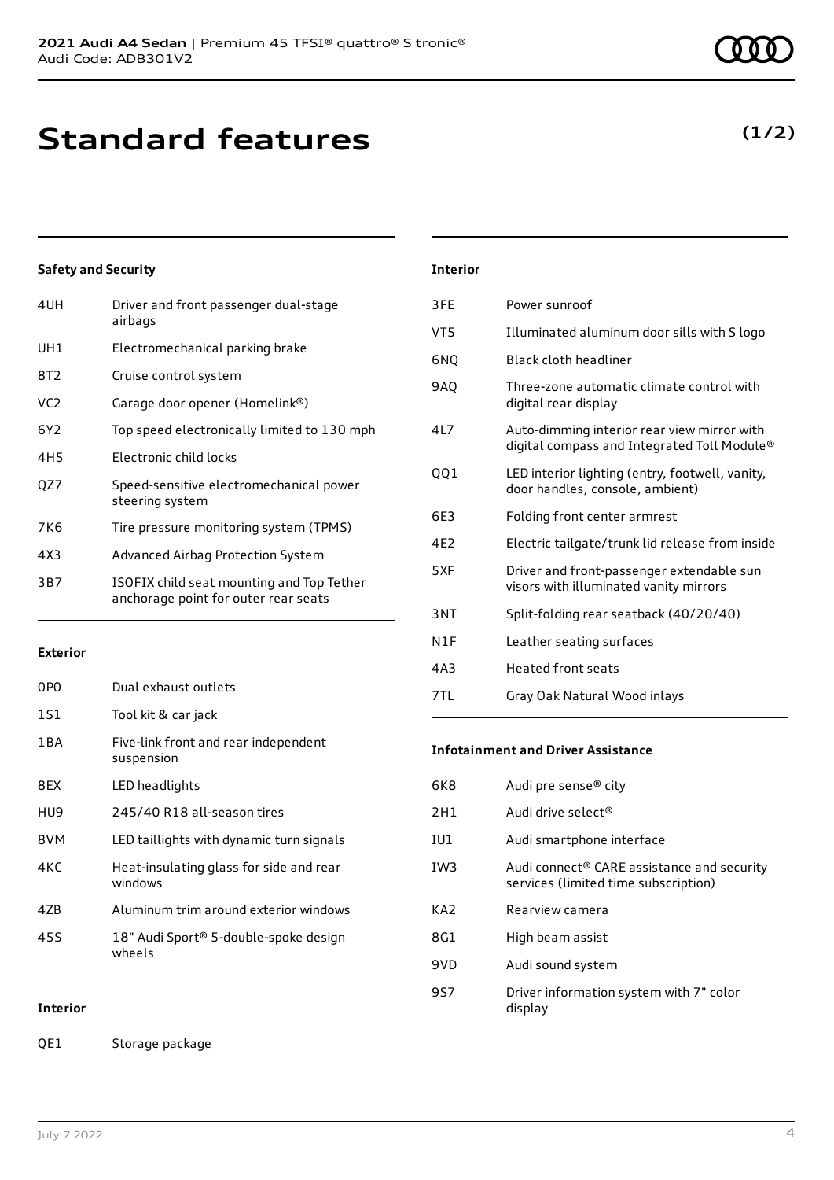**2021 Audi A4 Sedan** | Premium 45 TFSI® quattro® S tronic®
Audi Code: ADB301V2

# Standard features

**(1/2)**

### Safety and Security

| | |
|---|---|
| 4UH | Driver and front passenger dual-stage airbags |
| UH1 | Electromechanical parking brake |
| 8T2 | Cruise control system |
| VC2 | Garage door opener (Homelink®) |
| 6Y2 | Top speed electronically limited to 130 mph |
| 4H5 | Electronic child locks |
| QZ7 | Speed-sensitive electromechanical power steering system |
| 7K6 | Tire pressure monitoring system (TPMS) |
| 4X3 | Advanced Airbag Protection System |
| 3B7 | ISOFIX child seat mounting and Top Tether anchorage point for outer rear seats |

### Exterior

| | |
|---|---|
| 0P0 | Dual exhaust outlets |
| 1S1 | Tool kit & car jack |
| 1BA | Five-link front and rear independent suspension |
| 8EX | LED headlights |
| HU9 | 245/40 R18 all-season tires |
| 8VM | LED taillights with dynamic turn signals |
| 4KC | Heat-insulating glass for side and rear windows |
| 4ZB | Aluminum trim around exterior windows |
| 45S | 18" Audi Sport® 5-double-spoke design wheels |

### Interior

| | |
|---|---|
| QE1 | Storage package |
| 3FE | Power sunroof |
| VT5 | Illuminated aluminum door sills with S logo |
| 6NQ | Black cloth headliner |
| 9AQ | Three-zone automatic climate control with digital rear display |
| 4L7 | Auto-dimming interior rear view mirror with digital compass and Integrated Toll Module® |
| QQ1 | LED interior lighting (entry, footwell, vanity, door handles, console, ambient) |
| 6E3 | Folding front center armrest |
| 4E2 | Electric tailgate/trunk lid release from inside |
| 5XF | Driver and front-passenger extendable sun visors with illuminated vanity mirrors |
| 3NT | Split-folding rear seatback (40/20/40) |
| N1F | Leather seating surfaces |
| 4A3 | Heated front seats |
| 7TL | Gray Oak Natural Wood inlays |

### Infotainment and Driver Assistance

| | |
|---|---|
| 6K8 | Audi pre sense® city |
| 2H1 | Audi drive select® |
| IU1 | Audi smartphone interface |
| IW3 | Audi connect® CARE assistance and security services (limited time subscription) |
| KA2 | Rearview camera |
| 8G1 | High beam assist |
| 9VD | Audi sound system |
| 9S7 | Driver information system with 7" color display |

July 7 2022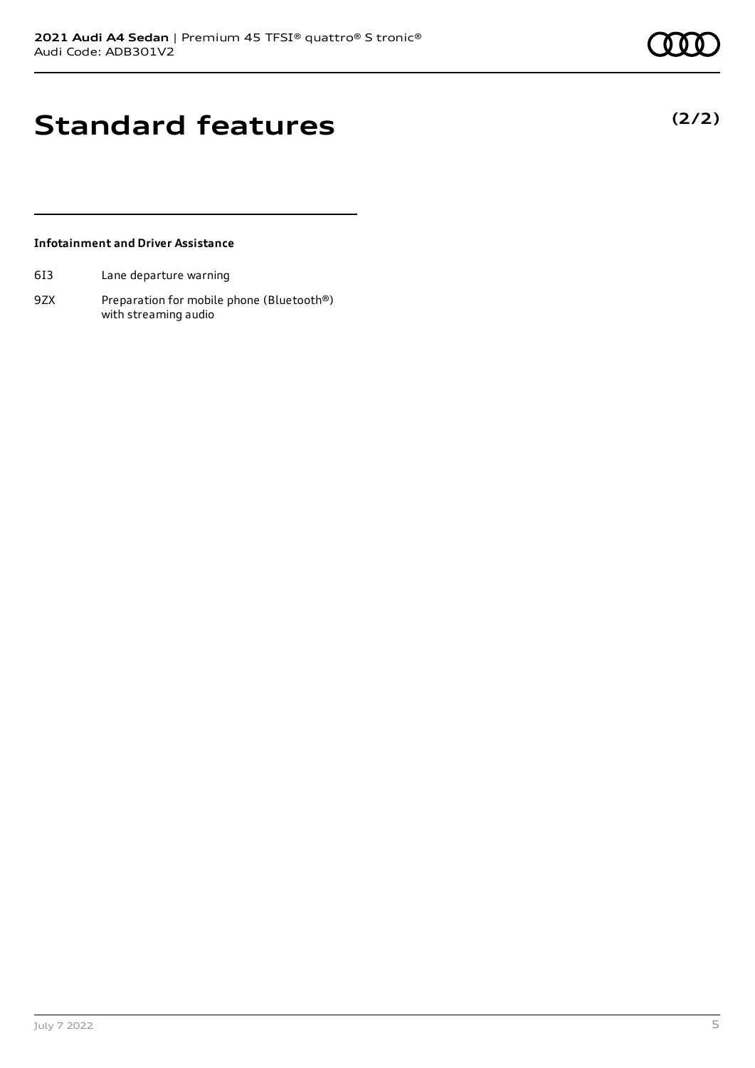# Standard features

**(2/2)**

### Infotainment and Driver Assistance

| | |
|---|---|
| 6I3 | Lane departure warning |
| 9ZX | Preparation for mobile phone (Bluetooth®) with streaming audio |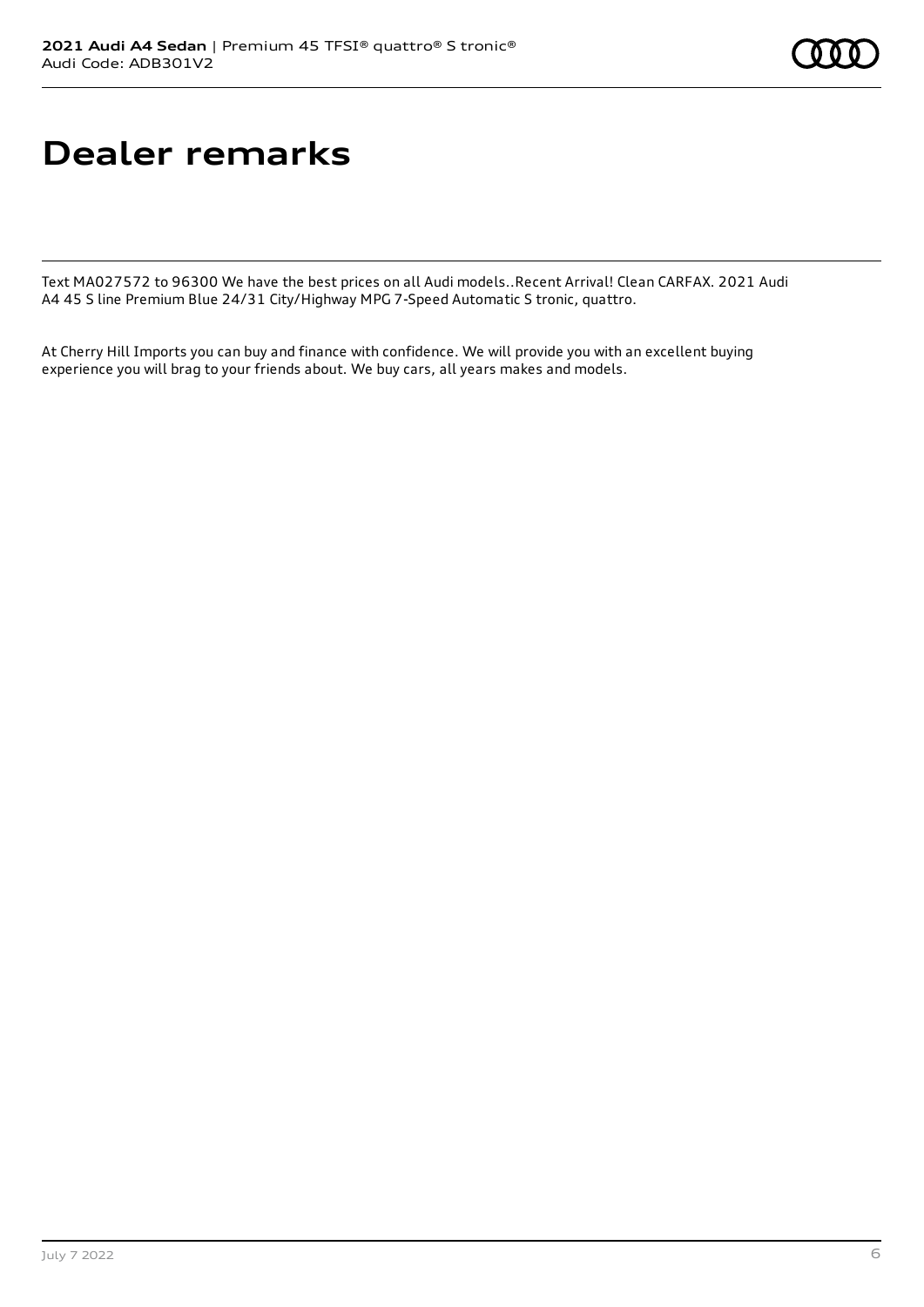# Dealer remarks

Text MA027572 to 96300 We have the best prices on all Audi models..Recent Arrival! Clean CARFAX. 2021 Audi A4 45 S line Premium Blue 24/31 City/Highway MPG 7-Speed Automatic S tronic, quattro.

At Cherry Hill Imports you can buy and finance with confidence. We will provide you with an excellent buying experience you will brag to your friends about. We buy cars, all years makes and models.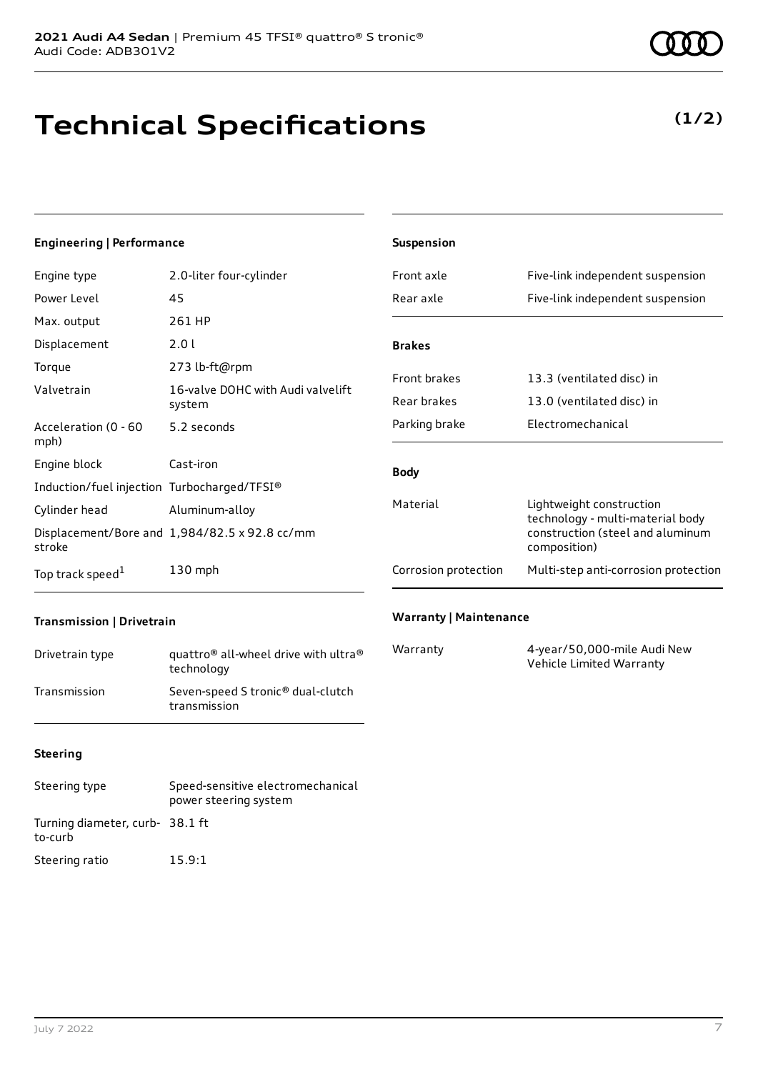# Technical Specifications

**(1/2)**

### Engineering | Performance

| | |
|---|---|
| Engine type | 2.0-liter four-cylinder |
| Power Level | 45 |
| Max. output | 261 HP |
| Displacement | 2.0 l |
| Torque | 273 lb-ft@rpm |
| Valvetrain | 16-valve DOHC with Audi valvelift system |
| Acceleration (0 - 60 mph) | 5.2 seconds |
| Engine block | Cast-iron |
| Induction/fuel injection | Turbocharged/TFSI® |
| Cylinder head | Aluminum-alloy |
| Displacement/Bore and stroke | 1,984/82.5 x 92.8 cc/mm |
| Top track speed[1] | 130 mph |

### Transmission | Drivetrain

| | |
|---|---|
| Drivetrain type | quattro® all-wheel drive with ultra® technology |
| Transmission | Seven-speed S tronic® dual-clutch transmission |

### Steering

| | |
|---|---|
| Steering type | Speed-sensitive electromechanical power steering system |
| Turning diameter, curb-to-curb | 38.1 ft |
| Steering ratio | 15.9:1 |

### Suspension

| | |
|---|---|
| Front axle | Five-link independent suspension |
| Rear axle | Five-link independent suspension |

### Brakes

| | |
|---|---|
| Front brakes | 13.3 (ventilated disc) in |
| Rear brakes | 13.0 (ventilated disc) in |
| Parking brake | Electromechanical |

### Body

| | |
|---|---|
| Material | Lightweight construction technology - multi-material body construction (steel and aluminum composition) |
| Corrosion protection | Multi-step anti-corrosion protection |

### Warranty | Maintenance

| | |
|---|---|
| Warranty | 4-year/50,000-mile Audi New Vehicle Limited Warranty |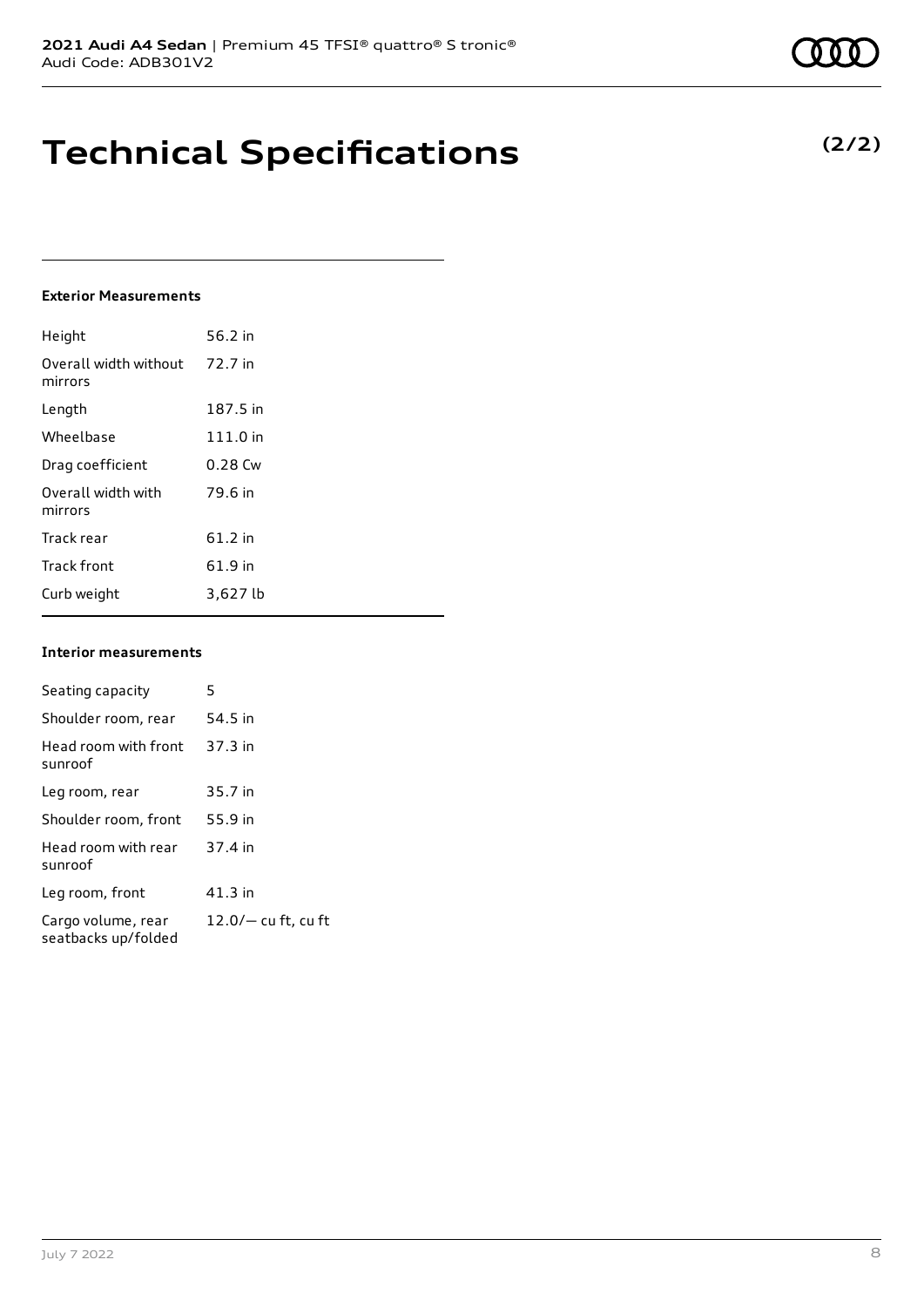# Technical Specifications

**(2/2)**

### Exterior Measurements

| | |
|---|---|
| Height | 56.2 in |
| Overall width without mirrors | 72.7 in |
| Length | 187.5 in |
| Wheelbase | 111.0 in |
| Drag coefficient | 0.28 Cw |
| Overall width with mirrors | 79.6 in |
| Track rear | 61.2 in |
| Track front | 61.9 in |
| Curb weight | 3,627 lb |

### Interior measurements

| | |
|---|---|
| Seating capacity | 5 |
| Shoulder room, rear | 54.5 in |
| Head room with front sunroof | 37.3 in |
| Leg room, rear | 35.7 in |
| Shoulder room, front | 55.9 in |
| Head room with rear sunroof | 37.4 in |
| Leg room, front | 41.3 in |
| Cargo volume, rear seatbacks up/folded | 12.0/— cu ft, cu ft |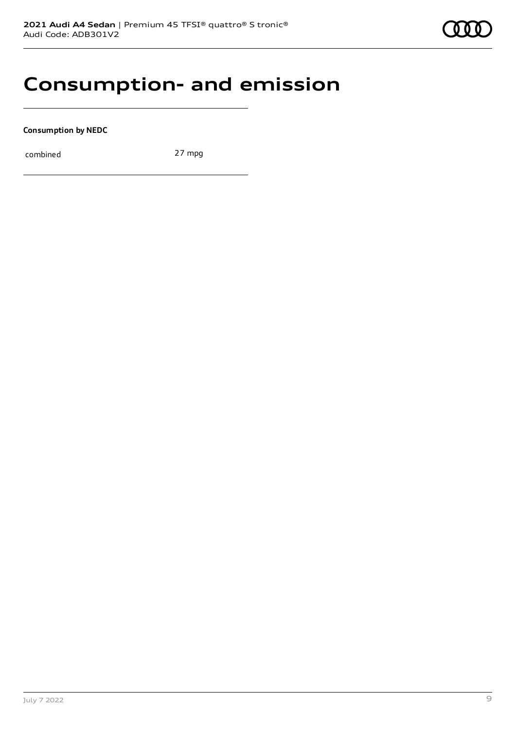# Consumption- and emission

**Consumption by NEDC**

| | |
|---|---|
| combined | 27 mpg |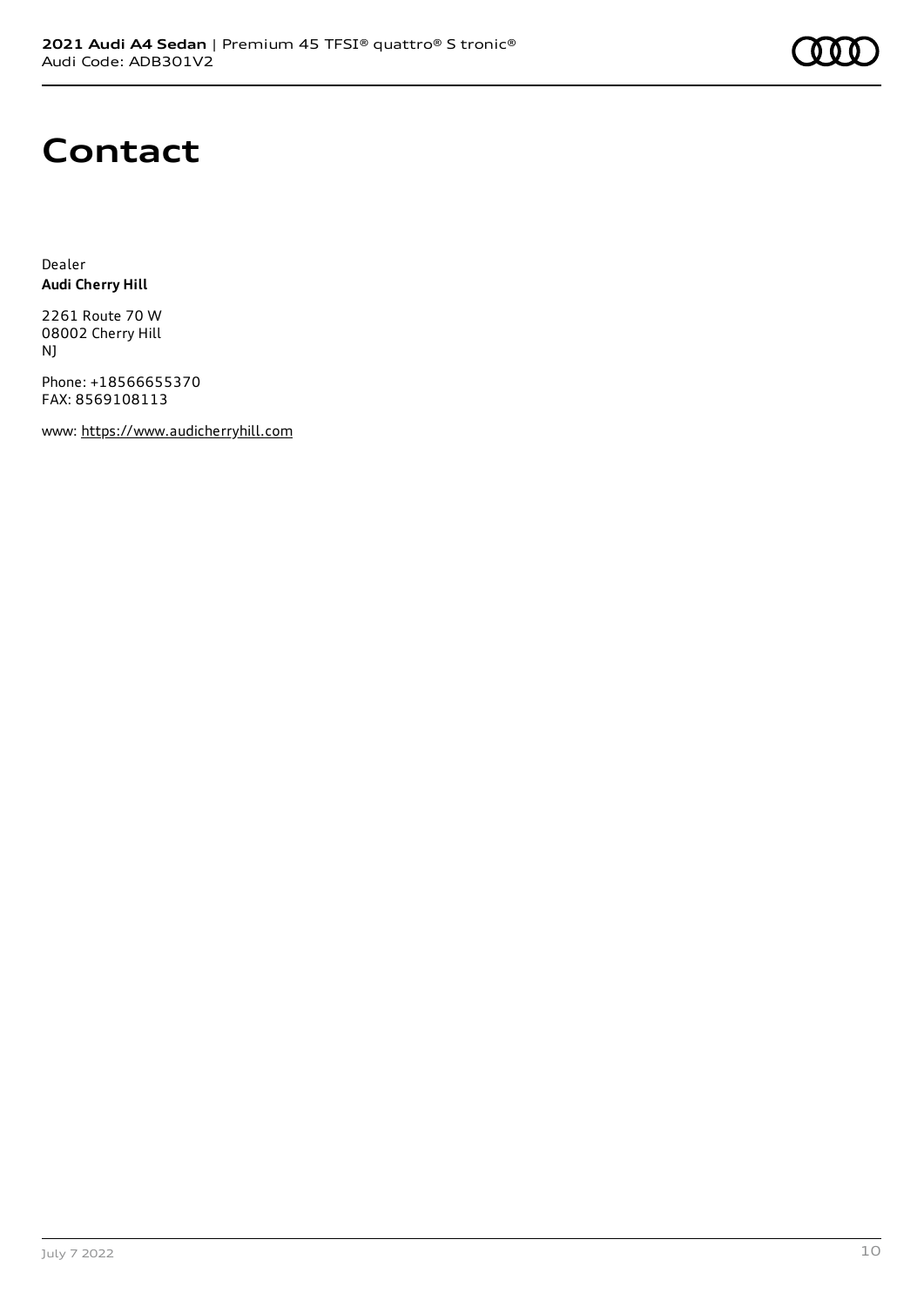# Contact

Dealer
**Audi Cherry Hill**

2261 Route 70 W
08002 Cherry Hill
NJ

Phone: +18566655370
FAX: 8569108113

www: https://www.audicherryhill.com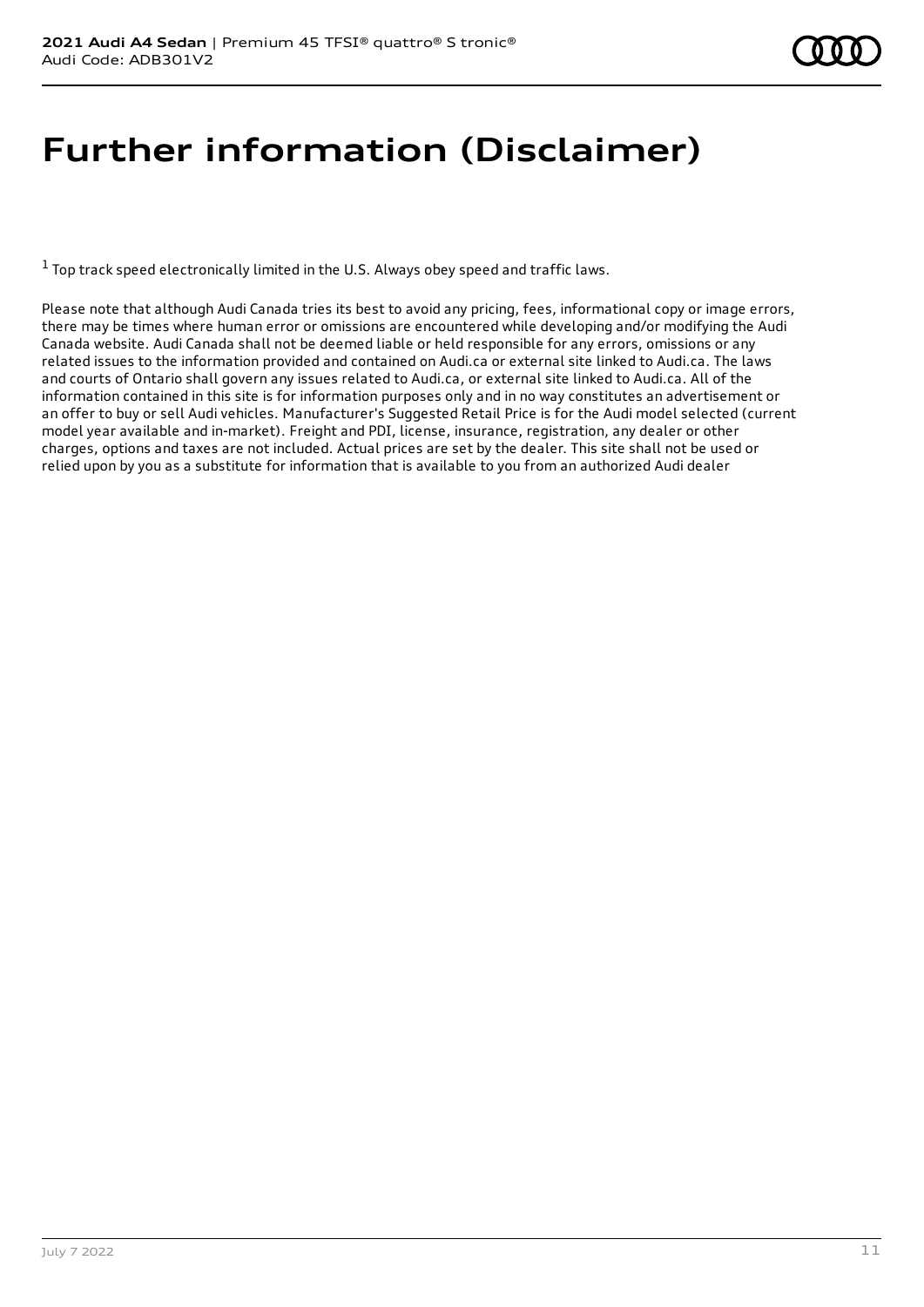# Further information (Disclaimer)

[1] Top track speed electronically limited in the U.S. Always obey speed and traffic laws.

Please note that although Audi Canada tries its best to avoid any pricing, fees, informational copy or image errors, there may be times where human error or omissions are encountered while developing and/or modifying the Audi Canada website. Audi Canada shall not be deemed liable or held responsible for any errors, omissions or any related issues to the information provided and contained on Audi.ca or external site linked to Audi.ca. The laws and courts of Ontario shall govern any issues related to Audi.ca, or external site linked to Audi.ca. All of the information contained in this site is for information purposes only and in no way constitutes an advertisement or an offer to buy or sell Audi vehicles. Manufacturer's Suggested Retail Price is for the Audi model selected (current model year available and in-market). Freight and PDI, license, insurance, registration, any dealer or other charges, options and taxes are not included. Actual prices are set by the dealer. This site shall not be used or relied upon by you as a substitute for information that is available to you from an authorized Audi dealer